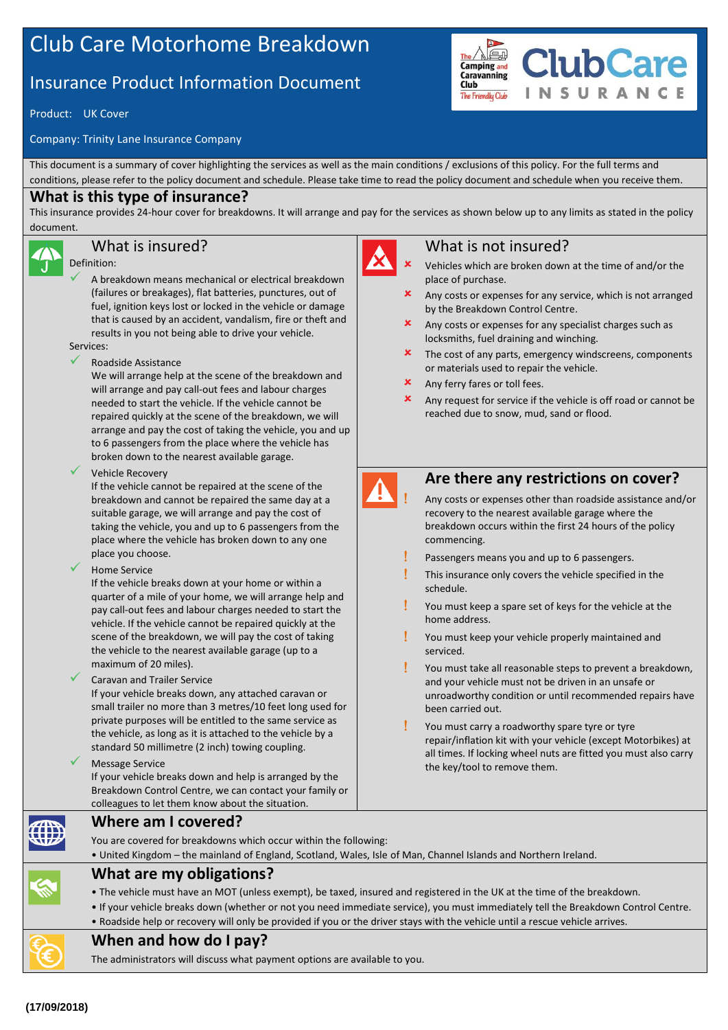# Club Care Motorhome Breakdown

## Insurance Product Information Document

Product: UK Cover

Company: Trinity Lane Insurance Company

This document is a summary of cover highlighting the services as well as the main conditions / exclusions of this policy. For the full terms and conditions, please refer to the policy document and schedule. Please take time to read the policy document and schedule when you receive them.

## What is this type of insurance?

This insurance provides 24-hour cover for breakdowns. It will arrange and pay for the services as shown below up to any limits as stated in the policy document.

## What is insured?

Definition:

- ✓ A breakdown means mechanical or electrical breakdown (failures or breakages), flat batteries, punctures, out of fuel, ignition keys lost or locked in the vehicle or damage that is caused by an accident, vandalism, fire or theft and results in you not being able to drive your vehicle.

Services:

- ✓ Roadside Assistance
  We will arrange help at the scene of the breakdown and will arrange and pay call-out fees and labour charges needed to start the vehicle. If the vehicle cannot be repaired quickly at the scene of the breakdown, we will arrange and pay the cost of taking the vehicle, you and up to 6 passengers from the place where the vehicle has broken down to the nearest available garage.
- ✓ Vehicle Recovery
  If the vehicle cannot be repaired at the scene of the breakdown and cannot be repaired the same day at a suitable garage, we will arrange and pay the cost of taking the vehicle, you and up to 6 passengers from the place where the vehicle has broken down to any one place you choose.
- ✓ Home Service
  If the vehicle breaks down at your home or within a quarter of a mile of your home, we will arrange help and pay call-out fees and labour charges needed to start the vehicle. If the vehicle cannot be repaired quickly at the scene of the breakdown, we will pay the cost of taking the vehicle to the nearest available garage (up to a maximum of 20 miles).
- ✓ Caravan and Trailer Service
  If your vehicle breaks down, any attached caravan or small trailer no more than 3 metres/10 feet long used for private purposes will be entitled to the same service as the vehicle, as long as it is attached to the vehicle by a standard 50 millimetre (2 inch) towing coupling.
- ✓ Message Service
  If your vehicle breaks down and help is arranged by the Breakdown Control Centre, we can contact your family or colleagues to let them know about the situation.

## What is not insured?

- ✗ Vehicles which are broken down at the time of and/or the place of purchase.
- ✗ Any costs or expenses for any service, which is not arranged by the Breakdown Control Centre.
- ✗ Any costs or expenses for any specialist charges such as locksmiths, fuel draining and winching.
- ✗ The cost of any parts, emergency windscreens, components or materials used to repair the vehicle.
- ✗ Any ferry fares or toll fees.
- ✗ Any request for service if the vehicle is off road or cannot be reached due to snow, mud, sand or flood.

## Are there any restrictions on cover?

- ! Any costs or expenses other than roadside assistance and/or recovery to the nearest available garage where the breakdown occurs within the first 24 hours of the policy commencing.
- ! Passengers means you and up to 6 passengers.
- ! This insurance only covers the vehicle specified in the schedule.
- ! You must keep a spare set of keys for the vehicle at the home address.
- ! You must keep your vehicle properly maintained and serviced.
- ! You must take all reasonable steps to prevent a breakdown, and your vehicle must not be driven in an unsafe or unroadworthy condition or until recommended repairs have been carried out.
- ! You must carry a roadworthy spare tyre or tyre repair/inflation kit with your vehicle (except Motorbikes) at all times. If locking wheel nuts are fitted you must also carry the key/tool to remove them.

## Where am I covered?

You are covered for breakdowns which occur within the following:

- United Kingdom – the mainland of England, Scotland, Wales, Isle of Man, Channel Islands and Northern Ireland.

## What are my obligations?

- The vehicle must have an MOT (unless exempt), be taxed, insured and registered in the UK at the time of the breakdown.
- If your vehicle breaks down (whether or not you need immediate service), you must immediately tell the Breakdown Control Centre.
- Roadside help or recovery will only be provided if you or the driver stays with the vehicle until a rescue vehicle arrives.

## When and how do I pay?

The administrators will discuss what payment options are available to you.

**(17/09/2018)**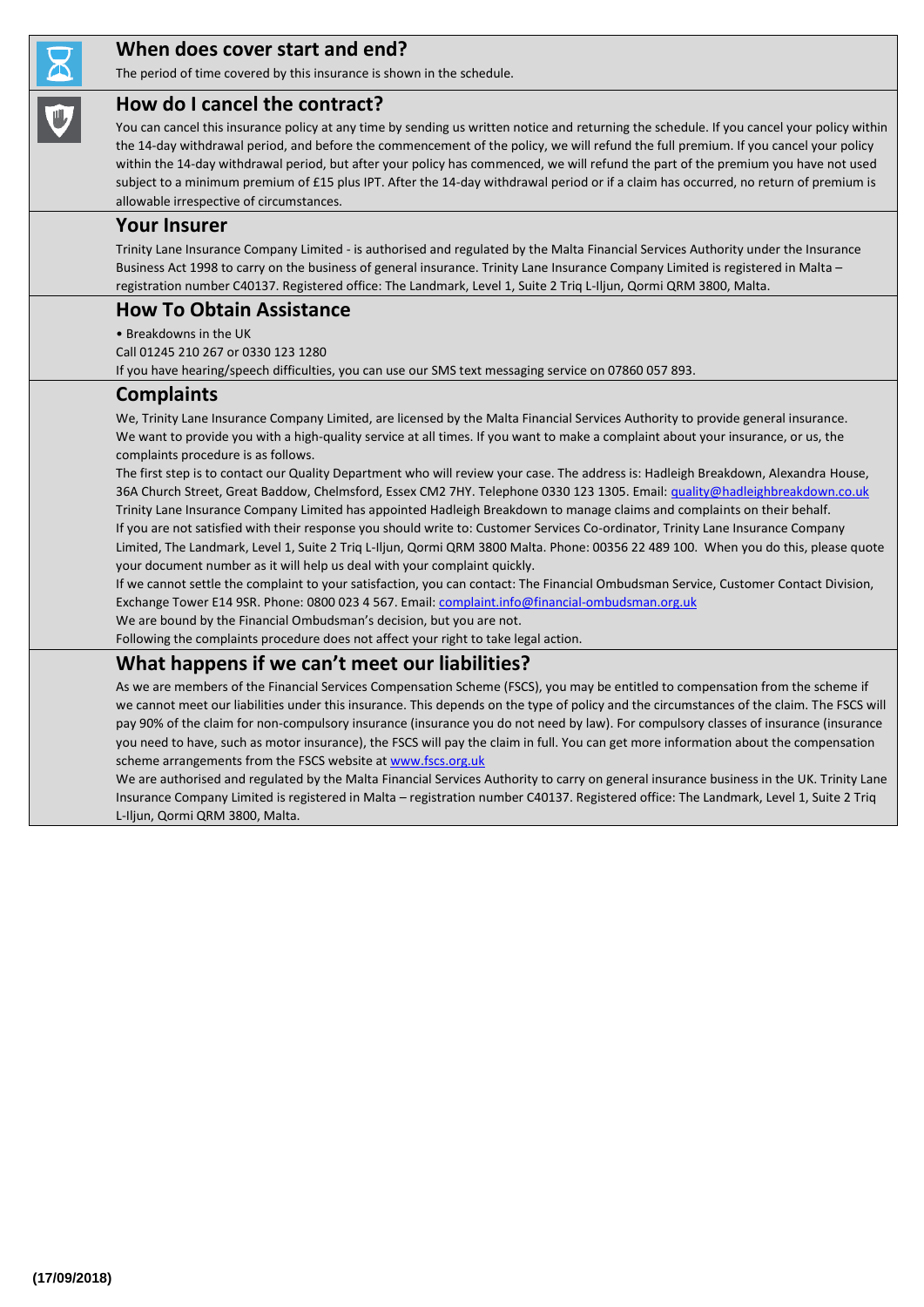## When does cover start and end?

The period of time covered by this insurance is shown in the schedule.

## How do I cancel the contract?

You can cancel this insurance policy at any time by sending us written notice and returning the schedule. If you cancel your policy within the 14-day withdrawal period, and before the commencement of the policy, we will refund the full premium. If you cancel your policy within the 14-day withdrawal period, but after your policy has commenced, we will refund the part of the premium you have not used subject to a minimum premium of £15 plus IPT. After the 14-day withdrawal period or if a claim has occurred, no return of premium is allowable irrespective of circumstances.

## Your Insurer

Trinity Lane Insurance Company Limited - is authorised and regulated by the Malta Financial Services Authority under the Insurance Business Act 1998 to carry on the business of general insurance. Trinity Lane Insurance Company Limited is registered in Malta – registration number C40137. Registered office: The Landmark, Level 1, Suite 2 Triq L-Iljun, Qormi QRM 3800, Malta.

## How To Obtain Assistance

• Breakdowns in the UK

Call 01245 210 267 or 0330 123 1280

If you have hearing/speech difficulties, you can use our SMS text messaging service on 07860 057 893.

## Complaints

We, Trinity Lane Insurance Company Limited, are licensed by the Malta Financial Services Authority to provide general insurance. We want to provide you with a high-quality service at all times. If you want to make a complaint about your insurance, or us, the complaints procedure is as follows.

The first step is to contact our Quality Department who will review your case. The address is: Hadleigh Breakdown, Alexandra House, 36A Church Street, Great Baddow, Chelmsford, Essex CM2 7HY. Telephone 0330 123 1305. Email: quality@hadleighbreakdown.co.uk

Trinity Lane Insurance Company Limited has appointed Hadleigh Breakdown to manage claims and complaints on their behalf.

If you are not satisfied with their response you should write to: Customer Services Co-ordinator, Trinity Lane Insurance Company Limited, The Landmark, Level 1, Suite 2 Triq L-Iljun, Qormi QRM 3800 Malta. Phone: 00356 22 489 100. When you do this, please quote your document number as it will help us deal with your complaint quickly.

If we cannot settle the complaint to your satisfaction, you can contact: The Financial Ombudsman Service, Customer Contact Division, Exchange Tower E14 9SR. Phone: 0800 023 4 567. Email: complaint.info@financial-ombudsman.org.uk

We are bound by the Financial Ombudsman's decision, but you are not.

Following the complaints procedure does not affect your right to take legal action.

## What happens if we can't meet our liabilities?

As we are members of the Financial Services Compensation Scheme (FSCS), you may be entitled to compensation from the scheme if we cannot meet our liabilities under this insurance. This depends on the type of policy and the circumstances of the claim. The FSCS will pay 90% of the claim for non-compulsory insurance (insurance you do not need by law). For compulsory classes of insurance (insurance you need to have, such as motor insurance), the FSCS will pay the claim in full. You can get more information about the compensation scheme arrangements from the FSCS website at www.fscs.org.uk

We are authorised and regulated by the Malta Financial Services Authority to carry on general insurance business in the UK. Trinity Lane Insurance Company Limited is registered in Malta – registration number C40137. Registered office: The Landmark, Level 1, Suite 2 Triq L-Iljun, Qormi QRM 3800, Malta.

**(17/09/2018)**